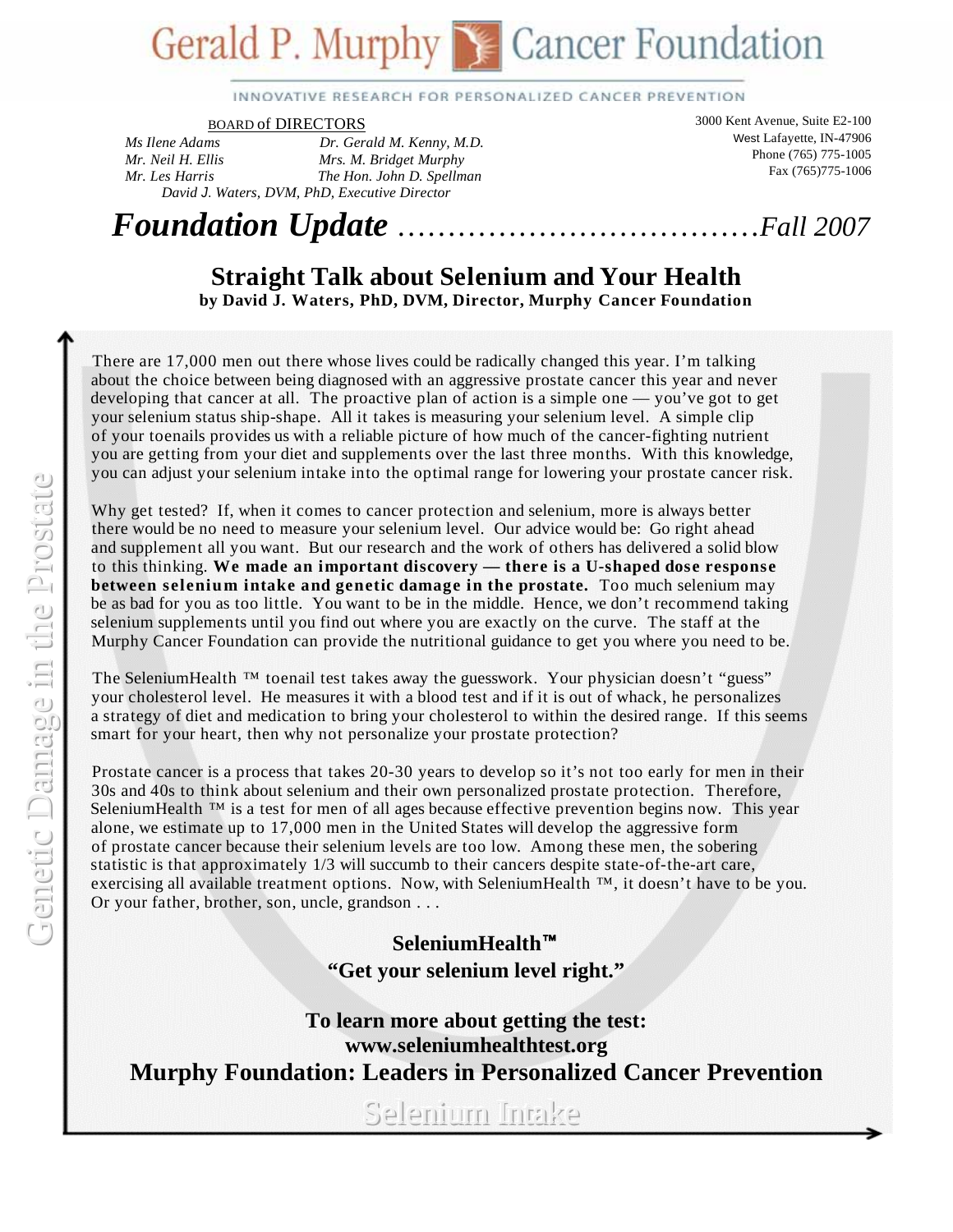# Gerald P. Murphy Cancer Foundation

INNOVATIVE RESEARCH FOR PERSONALIZED CANCER PREVENTION

BOARD of DIRECTORS

*Ms Ilene Adams* — *Dr. Gerald M. Kenny, M.D.*
*Mr. Neil H. Ellis* — *Mrs. M. Bridget Murphy*
*Mr. Les Harris* — *The Hon. John D. Spellman*
*David J. Waters, DVM, PhD, Executive Director*

3000 Kent Avenue, Suite E2-100
West Lafayette, IN-47906
Phone (765) 775-1005
Fax (765)775-1006

# *Foundation Update* ……………………………*Fall 2007*

## Straight Talk about Selenium and Your Health

**by David J. Waters, PhD, DVM, Director, Murphy Cancer Foundation**

There are 17,000 men out there whose lives could be radically changed this year. I'm talking about the choice between being diagnosed with an aggressive prostate cancer this year and never developing that cancer at all. The proactive plan of action is a simple one — you've got to get your selenium status ship-shape. All it takes is measuring your selenium level. A simple clip of your toenails provides us with a reliable picture of how much of the cancer-fighting nutrient you are getting from your diet and supplements over the last three months. With this knowledge, you can adjust your selenium intake into the optimal range for lowering your prostate cancer risk.

Why get tested? If, when it comes to cancer protection and selenium, more is always better there would be no need to measure your selenium level. Our advice would be: Go right ahead and supplement all you want. But our research and the work of others has delivered a solid blow to this thinking. **We made an important discovery — there is a U-shaped dose response between selenium intake and genetic damage in the prostate.** Too much selenium may be as bad for you as too little. You want to be in the middle. Hence, we don't recommend taking selenium supplements until you find out where you are exactly on the curve. The staff at the Murphy Cancer Foundation can provide the nutritional guidance to get you where you need to be.

The SeleniumHealth ™ toenail test takes away the guesswork. Your physician doesn't "guess" your cholesterol level. He measures it with a blood test and if it is out of whack, he personalizes a strategy of diet and medication to bring your cholesterol to within the desired range. If this seems smart for your heart, then why not personalize your prostate protection?

Prostate cancer is a process that takes 20-30 years to develop so it's not too early for men in their 30s and 40s to think about selenium and their own personalized prostate protection. Therefore, SeleniumHealth ™ is a test for men of all ages because effective prevention begins now. This year alone, we estimate up to 17,000 men in the United States will develop the aggressive form of prostate cancer because their selenium levels are too low. Among these men, the sobering statistic is that approximately 1/3 will succumb to their cancers despite state-of-the-art care, exercising all available treatment options. Now, with SeleniumHealth ™, it doesn't have to be you. Or your father, brother, son, uncle, grandson . . .

**SeleniumHealth™**
**"Get your selenium level right."**

**To learn more about getting the test:**
**www.seleniumhealthtest.org**

**Murphy Foundation: Leaders in Personalized Cancer Prevention**

Genetic Damage in the Prostate

Selenium Intake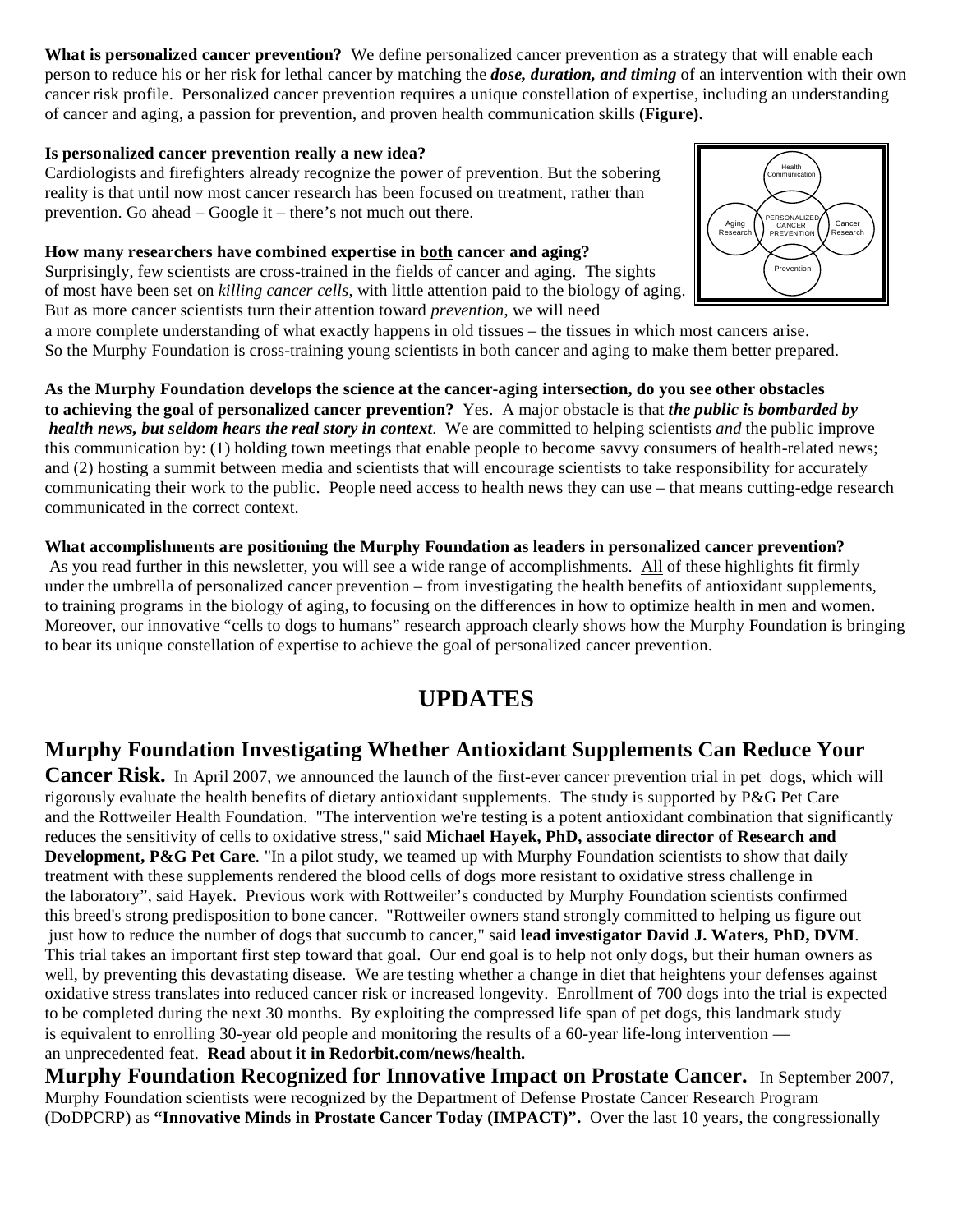**What is personalized cancer prevention?** We define personalized cancer prevention as a strategy that will enable each person to reduce his or her risk for lethal cancer by matching the ***dose, duration, and timing*** of an intervention with their own cancer risk profile. Personalized cancer prevention requires a unique constellation of expertise, including an understanding of cancer and aging, a passion for prevention, and proven health communication skills **(Figure).**

**Is personalized cancer prevention really a new idea?**
Cardiologists and firefighters already recognize the power of prevention. But the sobering reality is that until now most cancer research has been focused on treatment, rather than prevention. Go ahead – Google it – there's not much out there.

Health Communication
Aging Research
PERSONALIZED CANCER PREVENTION
Cancer Research
Prevention

**How many researchers have combined expertise in both cancer and aging?**
Surprisingly, few scientists are cross-trained in the fields of cancer and aging. The sights of most have been set on *killing cancer cells*, with little attention paid to the biology of aging. But as more cancer scientists turn their attention toward *prevention*, we will need a more complete understanding of what exactly happens in old tissues – the tissues in which most cancers arise. So the Murphy Foundation is cross-training young scientists in both cancer and aging to make them better prepared.

**As the Murphy Foundation develops the science at the cancer-aging intersection, do you see other obstacles to achieving the goal of personalized cancer prevention?** Yes. A major obstacle is that ***the public is bombarded by health news, but seldom hears the real story in context***. We are committed to helping scientists *and* the public improve this communication by: (1) holding town meetings that enable people to become savvy consumers of health-related news; and (2) hosting a summit between media and scientists that will encourage scientists to take responsibility for accurately communicating their work to the public. People need access to health news they can use – that means cutting-edge research communicated in the correct context.

**What accomplishments are positioning the Murphy Foundation as leaders in personalized cancer prevention?**
As you read further in this newsletter, you will see a wide range of accomplishments. All of these highlights fit firmly under the umbrella of personalized cancer prevention – from investigating the health benefits of antioxidant supplements, to training programs in the biology of aging, to focusing on the differences in how to optimize health in men and women. Moreover, our innovative "cells to dogs to humans" research approach clearly shows how the Murphy Foundation is bringing to bear its unique constellation of expertise to achieve the goal of personalized cancer prevention.

# UPDATES

**Murphy Foundation Investigating Whether Antioxidant Supplements Can Reduce Your Cancer Risk.** In April 2007, we announced the launch of the first-ever cancer prevention trial in pet dogs, which will rigorously evaluate the health benefits of dietary antioxidant supplements. The study is supported by P&G Pet Care and the Rottweiler Health Foundation. "The intervention we're testing is a potent antioxidant combination that significantly reduces the sensitivity of cells to oxidative stress," said **Michael Hayek, PhD, associate director of Research and Development, P&G Pet Care**. "In a pilot study, we teamed up with Murphy Foundation scientists to show that daily treatment with these supplements rendered the blood cells of dogs more resistant to oxidative stress challenge in the laboratory", said Hayek. Previous work with Rottweiler's conducted by Murphy Foundation scientists confirmed this breed's strong predisposition to bone cancer. "Rottweiler owners stand strongly committed to helping us figure out just how to reduce the number of dogs that succumb to cancer," said **lead investigator David J. Waters, PhD, DVM**. This trial takes an important first step toward that goal. Our end goal is to help not only dogs, but their human owners as well, by preventing this devastating disease. We are testing whether a change in diet that heightens your defenses against oxidative stress translates into reduced cancer risk or increased longevity. Enrollment of 700 dogs into the trial is expected to be completed during the next 30 months. By exploiting the compressed life span of pet dogs, this landmark study is equivalent to enrolling 30-year old people and monitoring the results of a 60-year life-long intervention — an unprecedented feat. **Read about it in Redorbit.com/news/health.**

**Murphy Foundation Recognized for Innovative Impact on Prostate Cancer.** In September 2007, Murphy Foundation scientists were recognized by the Department of Defense Prostate Cancer Research Program (DoDPCRP) as **"Innovative Minds in Prostate Cancer Today (IMPACT)".** Over the last 10 years, the congressionally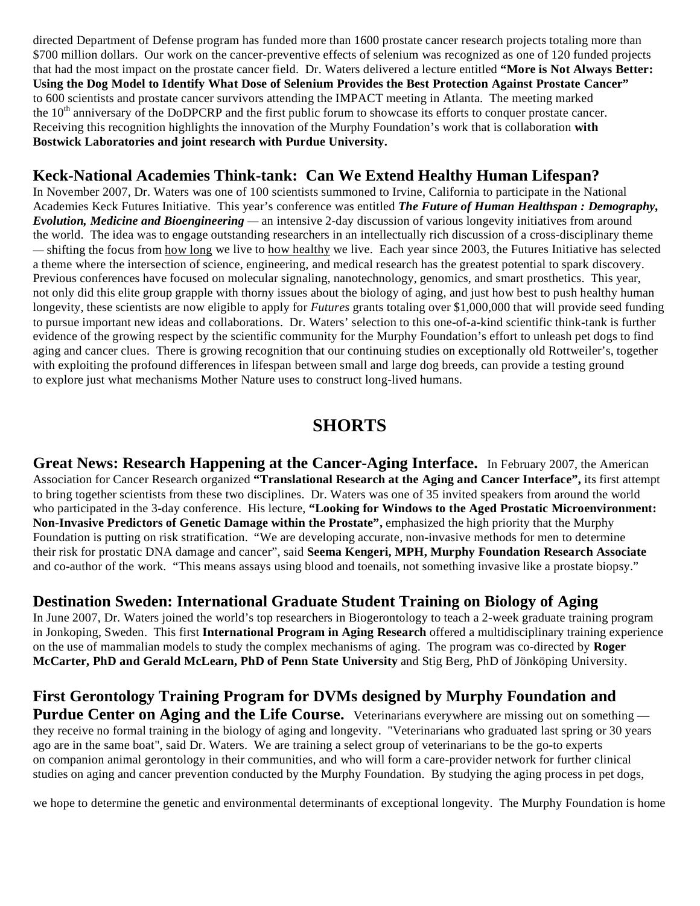directed Department of Defense program has funded more than 1600 prostate cancer research projects totaling more than $700 million dollars. Our work on the cancer-preventive effects of selenium was recognized as one of 120 funded projects that had the most impact on the prostate cancer field. Dr. Waters delivered a lecture entitled **"More is Not Always Better: Using the Dog Model to Identify What Dose of Selenium Provides the Best Protection Against Prostate Cancer"** to 600 scientists and prostate cancer survivors attending the IMPACT meeting in Atlanta. The meeting marked the 10th anniversary of the DoDPCRP and the first public forum to showcase its efforts to conquer prostate cancer. Receiving this recognition highlights the innovation of the Murphy Foundation's work that is collaboration **with Bostwick Laboratories and joint research with Purdue University.**

## Keck-National Academies Think-tank: Can We Extend Healthy Human Lifespan?

In November 2007, Dr. Waters was one of 100 scientists summoned to Irvine, California to participate in the National Academies Keck Futures Initiative. This year's conference was entitled ***The Future of Human Healthspan : Demography, Evolution, Medicine and Bioengineering*** — an intensive 2-day discussion of various longevity initiatives from around the world. The idea was to engage outstanding researchers in an intellectually rich discussion of a cross-disciplinary theme — shifting the focus from how long we live to how healthy we live. Each year since 2003, the Futures Initiative has selected a theme where the intersection of science, engineering, and medical research has the greatest potential to spark discovery. Previous conferences have focused on molecular signaling, nanotechnology, genomics, and smart prosthetics. This year, not only did this elite group grapple with thorny issues about the biology of aging, and just how best to push healthy human longevity, these scientists are now eligible to apply for *Futures* grants totaling over $1,000,000 that will provide seed funding to pursue important new ideas and collaborations. Dr. Waters' selection to this one-of-a-kind scientific think-tank is further evidence of the growing respect by the scientific community for the Murphy Foundation's effort to unleash pet dogs to find aging and cancer clues. There is growing recognition that our continuing studies on exceptionally old Rottweiler's, together with exploiting the profound differences in lifespan between small and large dog breeds, can provide a testing ground to explore just what mechanisms Mother Nature uses to construct long-lived humans.

# SHORTS

**Great News: Research Happening at the Cancer-Aging Interface.** In February 2007, the American Association for Cancer Research organized **"Translational Research at the Aging and Cancer Interface",** its first attempt to bring together scientists from these two disciplines. Dr. Waters was one of 35 invited speakers from around the world who participated in the 3-day conference. His lecture, **"Looking for Windows to the Aged Prostatic Microenvironment: Non-Invasive Predictors of Genetic Damage within the Prostate",** emphasized the high priority that the Murphy Foundation is putting on risk stratification. "We are developing accurate, non-invasive methods for men to determine their risk for prostatic DNA damage and cancer", said **Seema Kengeri, MPH, Murphy Foundation Research Associate** and co-author of the work. "This means assays using blood and toenails, not something invasive like a prostate biopsy."

## Destination Sweden: International Graduate Student Training on Biology of Aging

In June 2007, Dr. Waters joined the world's top researchers in Biogerontology to teach a 2-week graduate training program in Jonkoping, Sweden. This first **International Program in Aging Research** offered a multidisciplinary training experience on the use of mammalian models to study the complex mechanisms of aging. The program was co-directed by **Roger McCarter, PhD and Gerald McLearn, PhD of Penn State University** and Stig Berg, PhD of Jönköping University.

**First Gerontology Training Program for DVMs designed by Murphy Foundation and Purdue Center on Aging and the Life Course.** Veterinarians everywhere are missing out on something — they receive no formal training in the biology of aging and longevity. "Veterinarians who graduated last spring or 30 years ago are in the same boat", said Dr. Waters. We are training a select group of veterinarians to be the go-to experts on companion animal gerontology in their communities, and who will form a care-provider network for further clinical studies on aging and cancer prevention conducted by the Murphy Foundation. By studying the aging process in pet dogs, we hope to determine the genetic and environmental determinants of exceptional longevity. The Murphy Foundation is home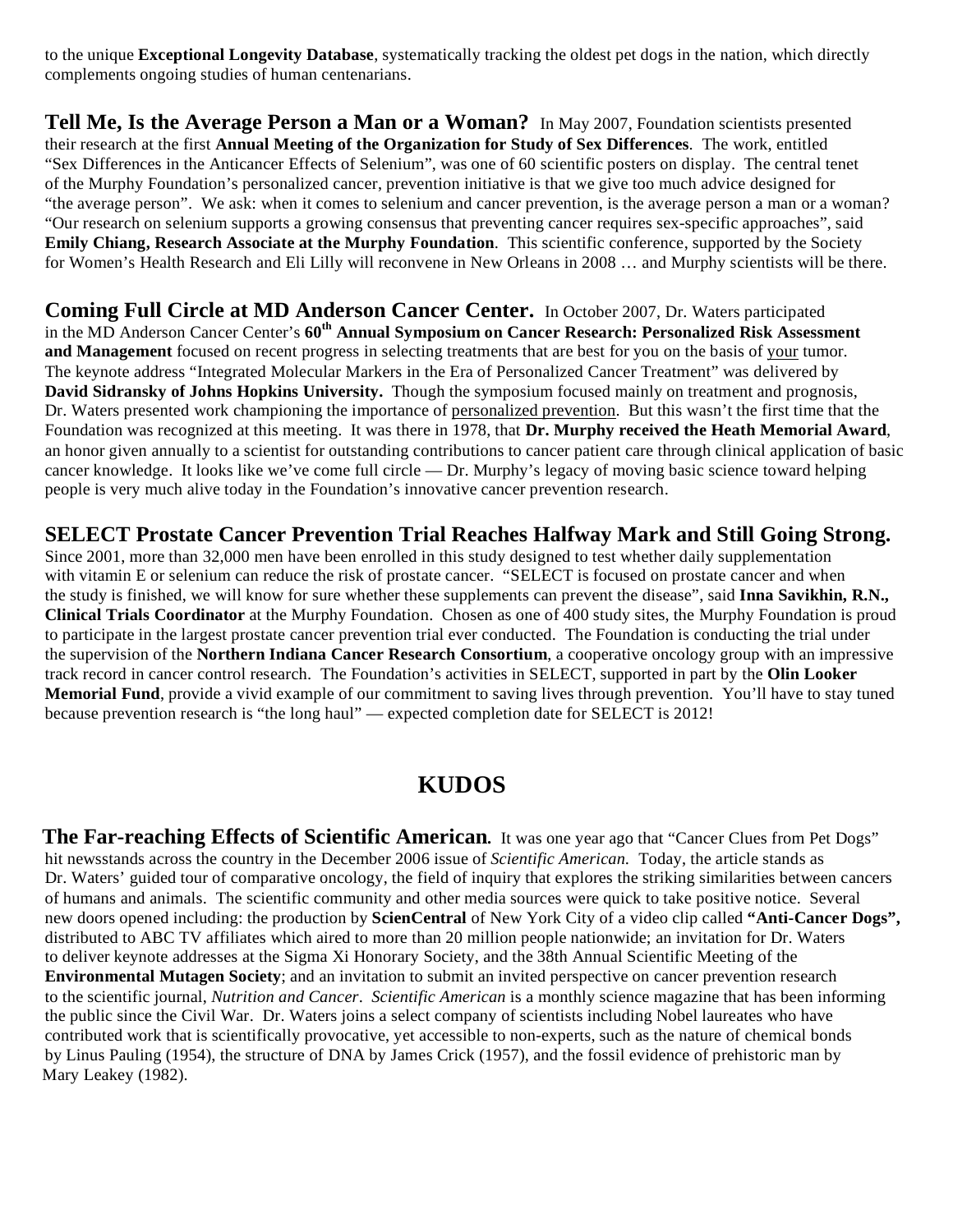to the unique **Exceptional Longevity Database**, systematically tracking the oldest pet dogs in the nation, which directly complements ongoing studies of human centenarians.

**Tell Me, Is the Average Person a Man or a Woman?** In May 2007, Foundation scientists presented their research at the first **Annual Meeting of the Organization for Study of Sex Differences**. The work, entitled "Sex Differences in the Anticancer Effects of Selenium", was one of 60 scientific posters on display. The central tenet of the Murphy Foundation's personalized cancer, prevention initiative is that we give too much advice designed for "the average person". We ask: when it comes to selenium and cancer prevention, is the average person a man or a woman? "Our research on selenium supports a growing consensus that preventing cancer requires sex-specific approaches", said **Emily Chiang, Research Associate at the Murphy Foundation**. This scientific conference, supported by the Society for Women's Health Research and Eli Lilly will reconvene in New Orleans in 2008 … and Murphy scientists will be there.

**Coming Full Circle at MD Anderson Cancer Center.** In October 2007, Dr. Waters participated in the MD Anderson Cancer Center's **60th Annual Symposium on Cancer Research: Personalized Risk Assessment and Management** focused on recent progress in selecting treatments that are best for you on the basis of <u>your</u> tumor. The keynote address "Integrated Molecular Markers in the Era of Personalized Cancer Treatment" was delivered by **David Sidransky of Johns Hopkins University.** Though the symposium focused mainly on treatment and prognosis, Dr. Waters presented work championing the importance of <u>personalized prevention</u>. But this wasn't the first time that the Foundation was recognized at this meeting. It was there in 1978, that **Dr. Murphy received the Heath Memorial Award**, an honor given annually to a scientist for outstanding contributions to cancer patient care through clinical application of basic cancer knowledge. It looks like we've come full circle — Dr. Murphy's legacy of moving basic science toward helping people is very much alive today in the Foundation's innovative cancer prevention research.

**SELECT Prostate Cancer Prevention Trial Reaches Halfway Mark and Still Going Strong.** Since 2001, more than 32,000 men have been enrolled in this study designed to test whether daily supplementation with vitamin E or selenium can reduce the risk of prostate cancer. "SELECT is focused on prostate cancer and when the study is finished, we will know for sure whether these supplements can prevent the disease", said **Inna Savikhin, R.N., Clinical Trials Coordinator** at the Murphy Foundation. Chosen as one of 400 study sites, the Murphy Foundation is proud to participate in the largest prostate cancer prevention trial ever conducted. The Foundation is conducting the trial under the supervision of the **Northern Indiana Cancer Research Consortium**, a cooperative oncology group with an impressive track record in cancer control research. The Foundation's activities in SELECT, supported in part by the **Olin Looker Memorial Fund**, provide a vivid example of our commitment to saving lives through prevention. You'll have to stay tuned because prevention research is "the long haul" — expected completion date for SELECT is 2012!

## KUDOS

**The Far-reaching Effects of Scientific American.** It was one year ago that "Cancer Clues from Pet Dogs" hit newsstands across the country in the December 2006 issue of *Scientific American*. Today, the article stands as Dr. Waters' guided tour of comparative oncology, the field of inquiry that explores the striking similarities between cancers of humans and animals. The scientific community and other media sources were quick to take positive notice. Several new doors opened including: the production by **ScienCentral** of New York City of a video clip called **"Anti-Cancer Dogs",** distributed to ABC TV affiliates which aired to more than 20 million people nationwide; an invitation for Dr. Waters to deliver keynote addresses at the Sigma Xi Honorary Society, and the 38th Annual Scientific Meeting of the **Environmental Mutagen Society**; and an invitation to submit an invited perspective on cancer prevention research to the scientific journal, *Nutrition and Cancer*. *Scientific American* is a monthly science magazine that has been informing the public since the Civil War. Dr. Waters joins a select company of scientists including Nobel laureates who have contributed work that is scientifically provocative, yet accessible to non-experts, such as the nature of chemical bonds by Linus Pauling (1954), the structure of DNA by James Crick (1957), and the fossil evidence of prehistoric man by Mary Leakey (1982).